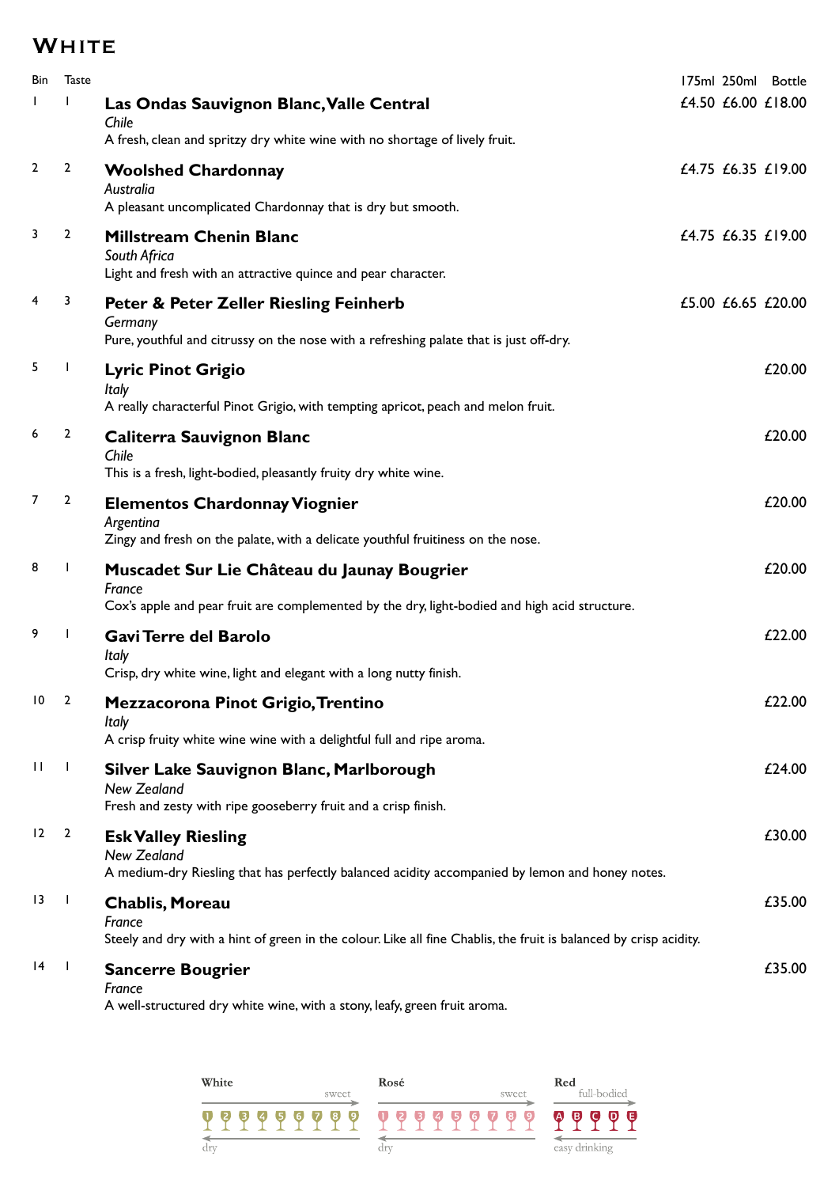# White

| Bin | Taste | | 175ml | 250ml | Bottle |
|---|---|---|---|---|---|
| 1 | 1 | **Las Ondas Sauvignon Blanc, Valle Central**<br>*Chile*<br>A fresh, clean and spritzy dry white wine with no shortage of lively fruit. | £4.50 | £6.00 | £18.00 |
| 2 | 2 | **Woolshed Chardonnay**<br>*Australia*<br>A pleasant uncomplicated Chardonnay that is dry but smooth. | £4.75 | £6.35 | £19.00 |
| 3 | 2 | **Millstream Chenin Blanc**<br>*South Africa*<br>Light and fresh with an attractive quince and pear character. | £4.75 | £6.35 | £19.00 |
| 4 | 3 | **Peter & Peter Zeller Riesling Feinherb**<br>*Germany*<br>Pure, youthful and citrussy on the nose with a refreshing palate that is just off-dry. | £5.00 | £6.65 | £20.00 |
| 5 | 1 | **Lyric Pinot Grigio**<br>*Italy*<br>A really characterful Pinot Grigio, with tempting apricot, peach and melon fruit. | | | £20.00 |
| 6 | 2 | **Caliterra Sauvignon Blanc**<br>*Chile*<br>This is a fresh, light-bodied, pleasantly fruity dry white wine. | | | £20.00 |
| 7 | 2 | **Elementos Chardonnay Viognier**<br>*Argentina*<br>Zingy and fresh on the palate, with a delicate youthful fruitiness on the nose. | | | £20.00 |
| 8 | 1 | **Muscadet Sur Lie Château du Jaunay Bougrier**<br>*France*<br>Cox's apple and pear fruit are complemented by the dry, light-bodied and high acid structure. | | | £20.00 |
| 9 | 1 | **Gavi Terre del Barolo**<br>*Italy*<br>Crisp, dry white wine, light and elegant with a long nutty finish. | | | £22.00 |
| 10 | 2 | **Mezzacorona Pinot Grigio, Trentino**<br>*Italy*<br>A crisp fruity white wine wine with a delightful full and ripe aroma. | | | £22.00 |
| 11 | 1 | **Silver Lake Sauvignon Blanc, Marlborough**<br>*New Zealand*<br>Fresh and zesty with ripe gooseberry fruit and a crisp finish. | | | £24.00 |
| 12 | 2 | **Esk Valley Riesling**<br>*New Zealand*<br>A medium-dry Riesling that has perfectly balanced acidity accompanied by lemon and honey notes. | | | £30.00 |
| 13 | 1 | **Chablis, Moreau**<br>*France*<br>Steely and dry with a hint of green in the colour. Like all fine Chablis, the fruit is balanced by crisp acidity. | | | £35.00 |
| 14 | 1 | **Sancerre Bougrier**<br>*France*<br>A well-structured dry white wine, with a stony, leafy, green fruit aroma. | | | £35.00 |

**White**: dry 1 2 3 4 5 6 7 8 9 sweet

**Rosé**: dry 1 2 3 4 5 6 7 8 9 sweet

**Red**: easy drinking A B C D E full-bodied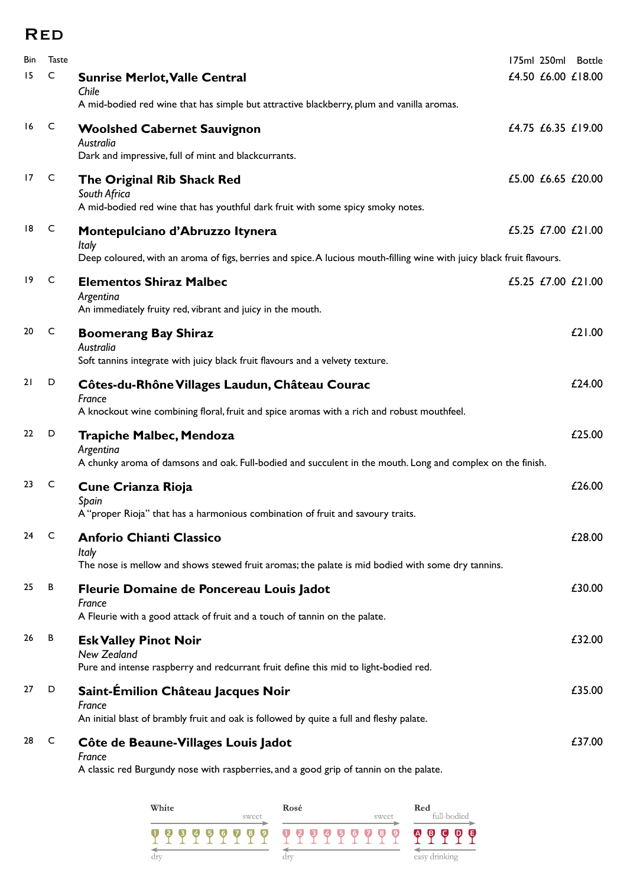# Red

| Bin | Taste | Wine | 175ml | 250ml | Bottle |
|---|---|---|---|---|---|
| 15 | C | **Sunrise Merlot, Valle Central**<br>*Chile*<br>A mid-bodied red wine that has simple but attractive blackberry, plum and vanilla aromas. | £4.50 | £6.00 | £18.00 |
| 16 | C | **Woolshed Cabernet Sauvignon**<br>*Australia*<br>Dark and impressive, full of mint and blackcurrants. | £4.75 | £6.35 | £19.00 |
| 17 | C | **The Original Rib Shack Red**<br>*South Africa*<br>A mid-bodied red wine that has youthful dark fruit with some spicy smoky notes. | £5.00 | £6.65 | £20.00 |
| 18 | C | **Montepulciano d'Abruzzo Itynera**<br>*Italy*<br>Deep coloured, with an aroma of figs, berries and spice. A lucious mouth-filling wine with juicy black fruit flavours. | £5.25 | £7.00 | £21.00 |
| 19 | C | **Elementos Shiraz Malbec**<br>*Argentina*<br>An immediately fruity red, vibrant and juicy in the mouth. | £5.25 | £7.00 | £21.00 |
| 20 | C | **Boomerang Bay Shiraz**<br>*Australia*<br>Soft tannins integrate with juicy black fruit flavours and a velvety texture. | | | £21.00 |
| 21 | D | **Côtes-du-Rhône Villages Laudun, Château Courac**<br>*France*<br>A knockout wine combining floral, fruit and spice aromas with a rich and robust mouthfeel. | | | £24.00 |
| 22 | D | **Trapiche Malbec, Mendoza**<br>*Argentina*<br>A chunky aroma of damsons and oak. Full-bodied and succulent in the mouth. Long and complex on the finish. | | | £25.00 |
| 23 | C | **Cune Crianza Rioja**<br>*Spain*<br>A "proper Rioja" that has a harmonious combination of fruit and savoury traits. | | | £26.00 |
| 24 | C | **Anforio Chianti Classico**<br>*Italy*<br>The nose is mellow and shows stewed fruit aromas; the palate is mid bodied with some dry tannins. | | | £28.00 |
| 25 | B | **Fleurie Domaine de Poncereau Louis Jadot**<br>*France*<br>A Fleurie with a good attack of fruit and a touch of tannin on the palate. | | | £30.00 |
| 26 | B | **Esk Valley Pinot Noir**<br>*New Zealand*<br>Pure and intense raspberry and redcurrant fruit define this mid to light-bodied red. | | | £32.00 |
| 27 | D | **Saint-Émilion Château Jacques Noir**<br>*France*<br>An initial blast of brambly fruit and oak is followed by quite a full and fleshy palate. | | | £35.00 |
| 28 | C | **Côte de Beaune-Villages Louis Jadot**<br>*France*<br>A classic red Burgundy nose with raspberries, and a good grip of tannin on the palate. | | | £37.00 |

**White:** dry 1 2 3 4 5 6 7 8 9 sweet

**Rosé:** dry 1 2 3 4 5 6 7 8 9 sweet

**Red:** easy drinking A B C D E full-bodied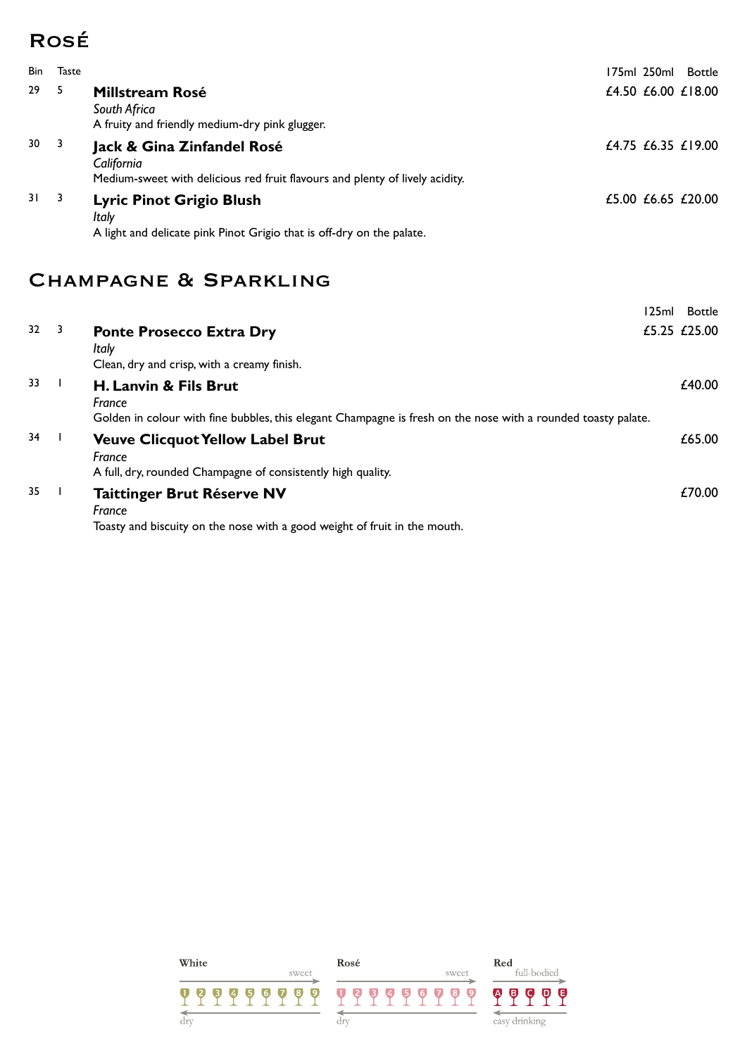# Rosé

| Bin | Taste | | 175ml | 250ml | Bottle |
|---|---|---|---|---|---|
| 29 | 5 | **Millstream Rosé**<br>*South Africa*<br>A fruity and friendly medium-dry pink glugger. | £4.50 | £6.00 | £18.00 |
| 30 | 3 | **Jack & Gina Zinfandel Rosé**<br>*California*<br>Medium-sweet with delicious red fruit flavours and plenty of lively acidity. | £4.75 | £6.35 | £19.00 |
| 31 | 3 | **Lyric Pinot Grigio Blush**<br>*Italy*<br>A light and delicate pink Pinot Grigio that is off-dry on the palate. | £5.00 | £6.65 | £20.00 |

# Champagne & Sparkling

| | | | 125ml | Bottle |
|---|---|---|---|---|
| 32 | 3 | **Ponte Prosecco Extra Dry**<br>*Italy*<br>Clean, dry and crisp, with a creamy finish. | £5.25 | £25.00 |
| 33 | 1 | **H. Lanvin & Fils Brut**<br>*France*<br>Golden in colour with fine bubbles, this elegant Champagne is fresh on the nose with a rounded toasty palate. | | £40.00 |
| 34 | 1 | **Veuve Clicquot Yellow Label Brut**<br>*France*<br>A full, dry, rounded Champagne of consistently high quality. | | £65.00 |
| 35 | 1 | **Taittinger Brut Réserve NV**<br>*France*<br>Toasty and biscuity on the nose with a good weight of fruit in the mouth. | | £70.00 |

White
sweet
1 2 3 4 5 6 7 8 9
dry

Rosé
sweet
1 2 3 4 5 6 7 8 9
dry

Red
full-bodied
A B C D E
easy drinking